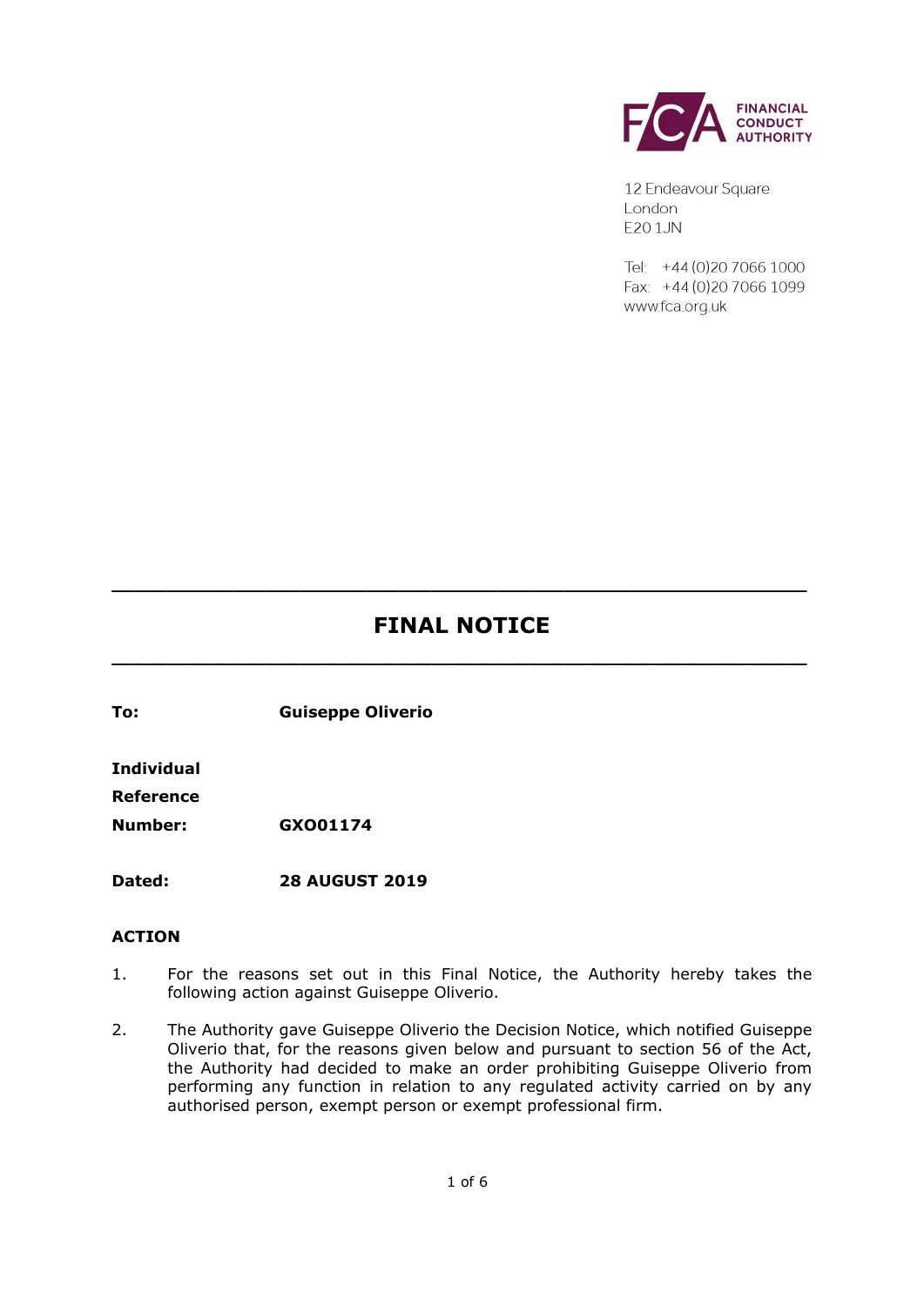FINANCIAL CONDUCT AUTHORITY

12 Endeavour Square
London
E20 1JN

Tel: +44 (0)20 7066 1000
Fax: +44 (0)20 7066 1099
www.fca.org.uk

# FINAL NOTICE

| | |
|---|---|
| **To:** | **Guiseppe Oliverio** |
| **Individual Reference Number:** | **GXO01174** |
| **Dated:** | **28 AUGUST 2019** |

## ACTION

1. For the reasons set out in this Final Notice, the Authority hereby takes the following action against Guiseppe Oliverio.

2. The Authority gave Guiseppe Oliverio the Decision Notice, which notified Guiseppe Oliverio that, for the reasons given below and pursuant to section 56 of the Act, the Authority had decided to make an order prohibiting Guiseppe Oliverio from performing any function in relation to any regulated activity carried on by any authorised person, exempt person or exempt professional firm.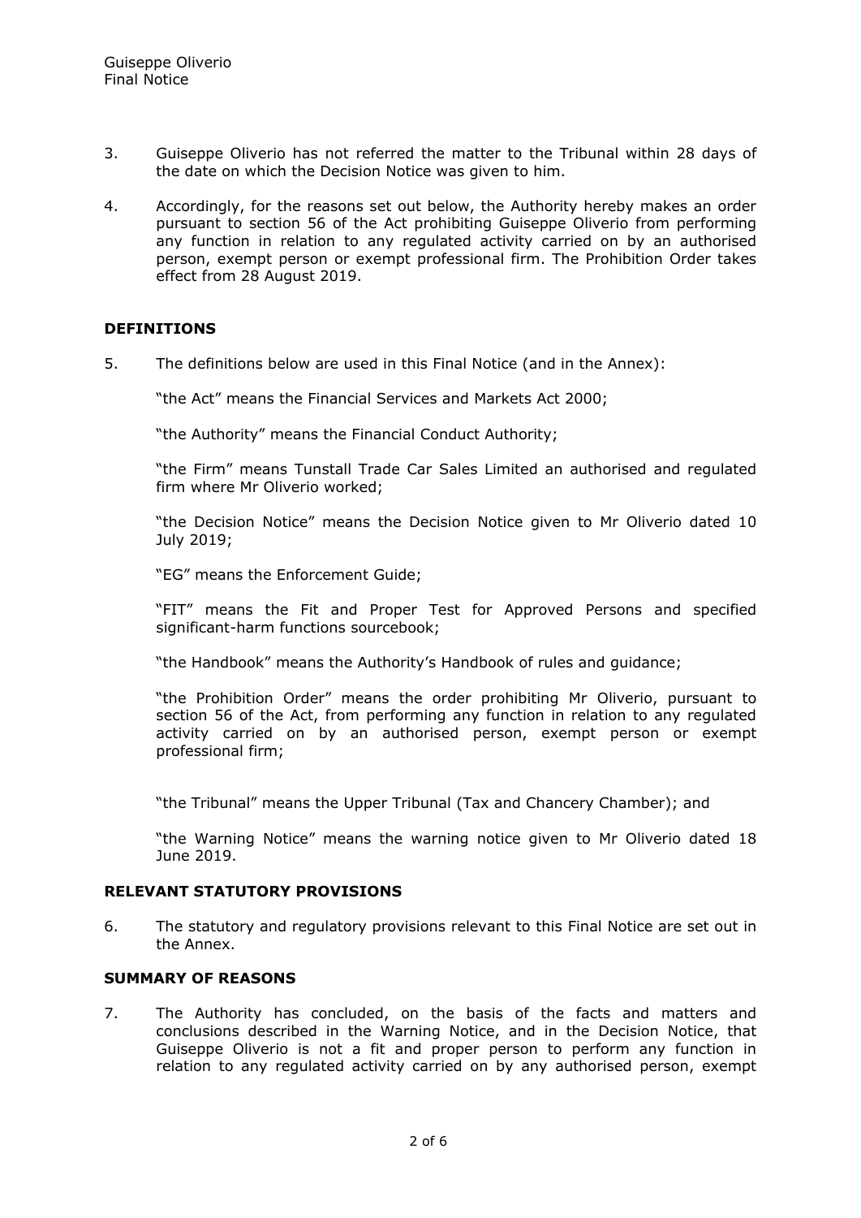3. Guiseppe Oliverio has not referred the matter to the Tribunal within 28 days of the date on which the Decision Notice was given to him.

4. Accordingly, for the reasons set out below, the Authority hereby makes an order pursuant to section 56 of the Act prohibiting Guiseppe Oliverio from performing any function in relation to any regulated activity carried on by an authorised person, exempt person or exempt professional firm. The Prohibition Order takes effect from 28 August 2019.

**DEFINITIONS**

5. The definitions below are used in this Final Notice (and in the Annex):

   "the Act" means the Financial Services and Markets Act 2000;

   "the Authority" means the Financial Conduct Authority;

   "the Firm" means Tunstall Trade Car Sales Limited an authorised and regulated firm where Mr Oliverio worked;

   "the Decision Notice" means the Decision Notice given to Mr Oliverio dated 10 July 2019;

   "EG" means the Enforcement Guide;

   "FIT" means the Fit and Proper Test for Approved Persons and specified significant-harm functions sourcebook;

   "the Handbook" means the Authority's Handbook of rules and guidance;

   "the Prohibition Order" means the order prohibiting Mr Oliverio, pursuant to section 56 of the Act, from performing any function in relation to any regulated activity carried on by an authorised person, exempt person or exempt professional firm;

   "the Tribunal" means the Upper Tribunal (Tax and Chancery Chamber); and

   "the Warning Notice" means the warning notice given to Mr Oliverio dated 18 June 2019.

**RELEVANT STATUTORY PROVISIONS**

6. The statutory and regulatory provisions relevant to this Final Notice are set out in the Annex.

**SUMMARY OF REASONS**

7. The Authority has concluded, on the basis of the facts and matters and conclusions described in the Warning Notice, and in the Decision Notice, that Guiseppe Oliverio is not a fit and proper person to perform any function in relation to any regulated activity carried on by any authorised person, exempt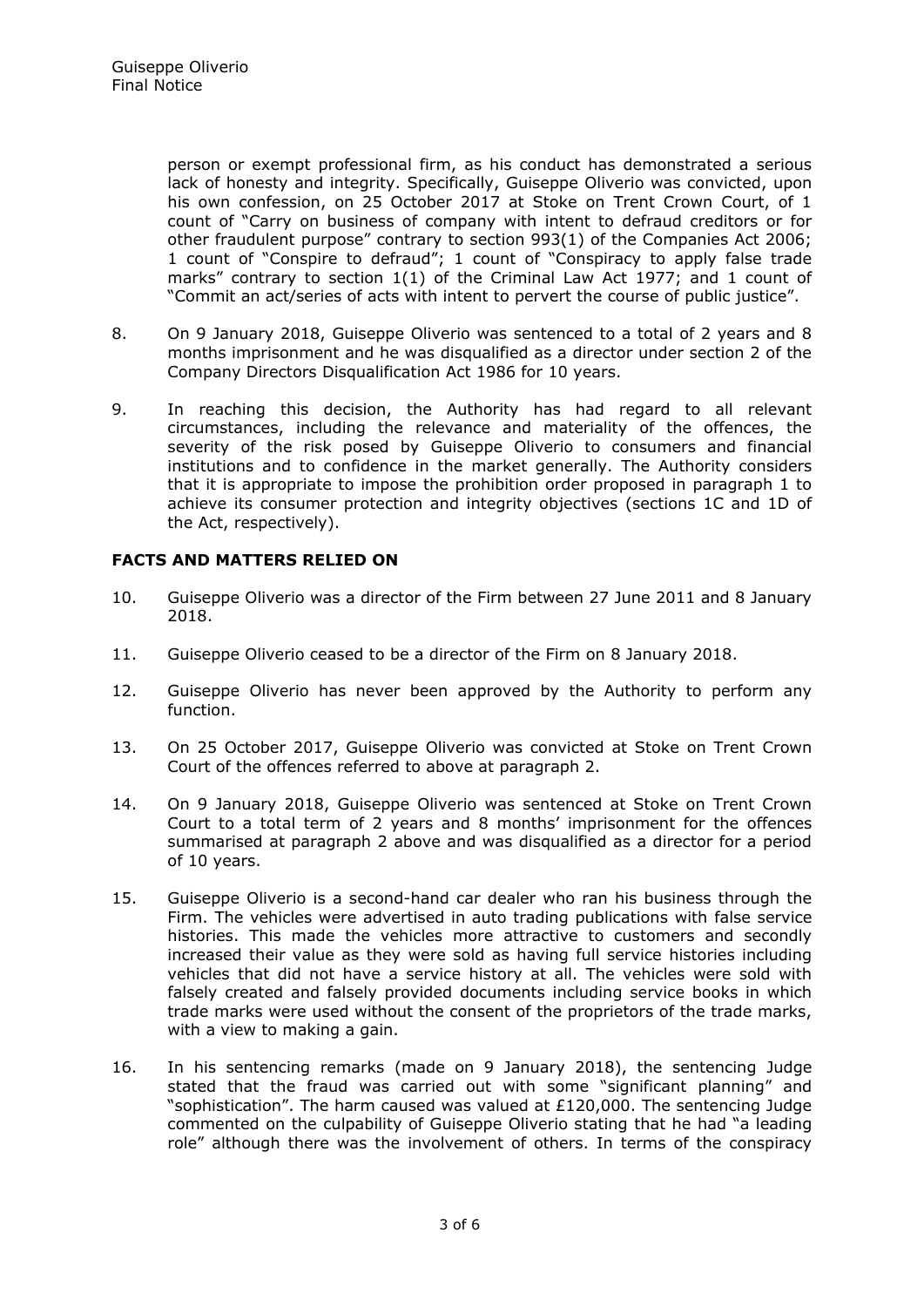person or exempt professional firm, as his conduct has demonstrated a serious lack of honesty and integrity. Specifically, Guiseppe Oliverio was convicted, upon his own confession, on 25 October 2017 at Stoke on Trent Crown Court, of 1 count of "Carry on business of company with intent to defraud creditors or for other fraudulent purpose" contrary to section 993(1) of the Companies Act 2006; 1 count of "Conspire to defraud"; 1 count of "Conspiracy to apply false trade marks" contrary to section 1(1) of the Criminal Law Act 1977; and 1 count of "Commit an act/series of acts with intent to pervert the course of public justice".

8. On 9 January 2018, Guiseppe Oliverio was sentenced to a total of 2 years and 8 months imprisonment and he was disqualified as a director under section 2 of the Company Directors Disqualification Act 1986 for 10 years.

9. In reaching this decision, the Authority has had regard to all relevant circumstances, including the relevance and materiality of the offences, the severity of the risk posed by Guiseppe Oliverio to consumers and financial institutions and to confidence in the market generally. The Authority considers that it is appropriate to impose the prohibition order proposed in paragraph 1 to achieve its consumer protection and integrity objectives (sections 1C and 1D of the Act, respectively).

**FACTS AND MATTERS RELIED ON**

10. Guiseppe Oliverio was a director of the Firm between 27 June 2011 and 8 January 2018.

11. Guiseppe Oliverio ceased to be a director of the Firm on 8 January 2018.

12. Guiseppe Oliverio has never been approved by the Authority to perform any function.

13. On 25 October 2017, Guiseppe Oliverio was convicted at Stoke on Trent Crown Court of the offences referred to above at paragraph 2.

14. On 9 January 2018, Guiseppe Oliverio was sentenced at Stoke on Trent Crown Court to a total term of 2 years and 8 months' imprisonment for the offences summarised at paragraph 2 above and was disqualified as a director for a period of 10 years.

15. Guiseppe Oliverio is a second-hand car dealer who ran his business through the Firm. The vehicles were advertised in auto trading publications with false service histories. This made the vehicles more attractive to customers and secondly increased their value as they were sold as having full service histories including vehicles that did not have a service history at all. The vehicles were sold with falsely created and falsely provided documents including service books in which trade marks were used without the consent of the proprietors of the trade marks, with a view to making a gain.

16. In his sentencing remarks (made on 9 January 2018), the sentencing Judge stated that the fraud was carried out with some "significant planning" and "sophistication". The harm caused was valued at £120,000. The sentencing Judge commented on the culpability of Guiseppe Oliverio stating that he had "a leading role" although there was the involvement of others. In terms of the conspiracy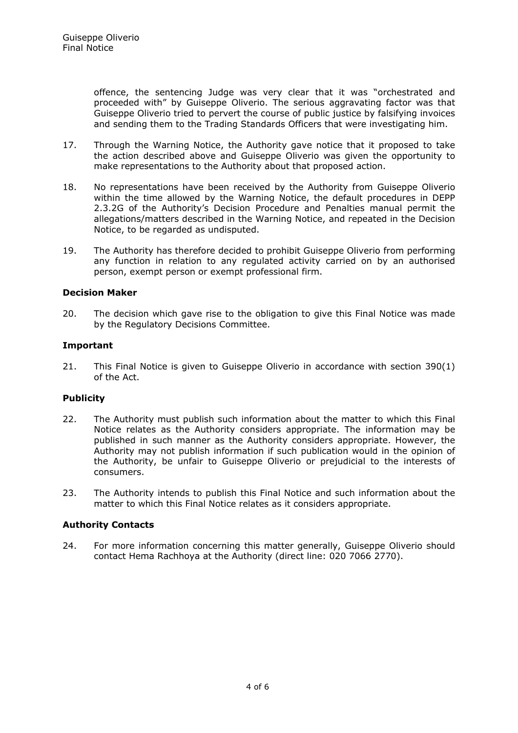offence, the sentencing Judge was very clear that it was "orchestrated and proceeded with" by Guiseppe Oliverio. The serious aggravating factor was that Guiseppe Oliverio tried to pervert the course of public justice by falsifying invoices and sending them to the Trading Standards Officers that were investigating him.

17. Through the Warning Notice, the Authority gave notice that it proposed to take the action described above and Guiseppe Oliverio was given the opportunity to make representations to the Authority about that proposed action.

18. No representations have been received by the Authority from Guiseppe Oliverio within the time allowed by the Warning Notice, the default procedures in DEPP 2.3.2G of the Authority's Decision Procedure and Penalties manual permit the allegations/matters described in the Warning Notice, and repeated in the Decision Notice, to be regarded as undisputed.

19. The Authority has therefore decided to prohibit Guiseppe Oliverio from performing any function in relation to any regulated activity carried on by an authorised person, exempt person or exempt professional firm.

### Decision Maker

20. The decision which gave rise to the obligation to give this Final Notice was made by the Regulatory Decisions Committee.

### Important

21. This Final Notice is given to Guiseppe Oliverio in accordance with section 390(1) of the Act.

### Publicity

22. The Authority must publish such information about the matter to which this Final Notice relates as the Authority considers appropriate. The information may be published in such manner as the Authority considers appropriate. However, the Authority may not publish information if such publication would in the opinion of the Authority, be unfair to Guiseppe Oliverio or prejudicial to the interests of consumers.

23. The Authority intends to publish this Final Notice and such information about the matter to which this Final Notice relates as it considers appropriate.

### Authority Contacts

24. For more information concerning this matter generally, Guiseppe Oliverio should contact Hema Rachhoya at the Authority (direct line: 020 7066 2770).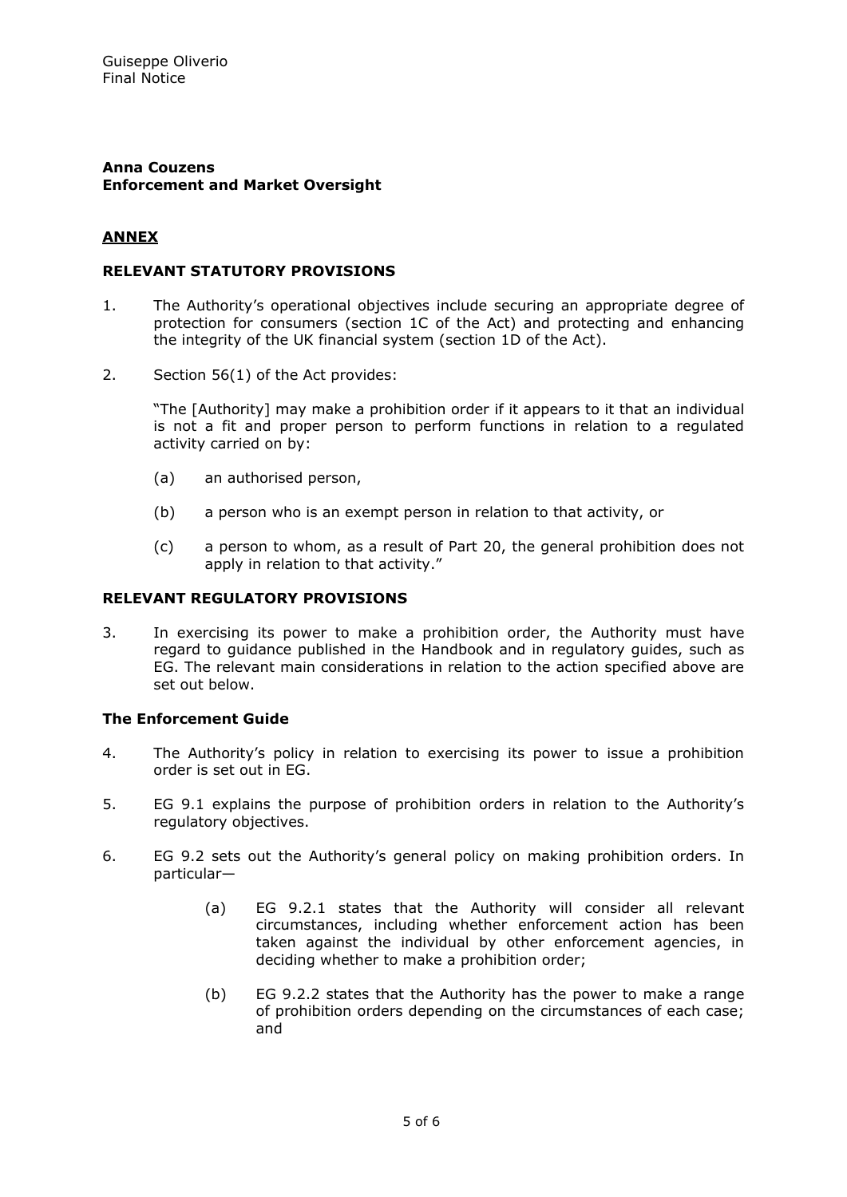**Anna Couzens**
**Enforcement and Market Oversight**

## ANNEX

### RELEVANT STATUTORY PROVISIONS

1. The Authority's operational objectives include securing an appropriate degree of protection for consumers (section 1C of the Act) and protecting and enhancing the integrity of the UK financial system (section 1D of the Act).

2. Section 56(1) of the Act provides:

   "The [Authority] may make a prohibition order if it appears to it that an individual is not a fit and proper person to perform functions in relation to a regulated activity carried on by:

   (a) an authorised person,

   (b) a person who is an exempt person in relation to that activity, or

   (c) a person to whom, as a result of Part 20, the general prohibition does not apply in relation to that activity."

### RELEVANT REGULATORY PROVISIONS

3. In exercising its power to make a prohibition order, the Authority must have regard to guidance published in the Handbook and in regulatory guides, such as EG. The relevant main considerations in relation to the action specified above are set out below.

#### The Enforcement Guide

4. The Authority's policy in relation to exercising its power to issue a prohibition order is set out in EG.

5. EG 9.1 explains the purpose of prohibition orders in relation to the Authority's regulatory objectives.

6. EG 9.2 sets out the Authority's general policy on making prohibition orders. In particular—

   (a) EG 9.2.1 states that the Authority will consider all relevant circumstances, including whether enforcement action has been taken against the individual by other enforcement agencies, in deciding whether to make a prohibition order;

   (b) EG 9.2.2 states that the Authority has the power to make a range of prohibition orders depending on the circumstances of each case; and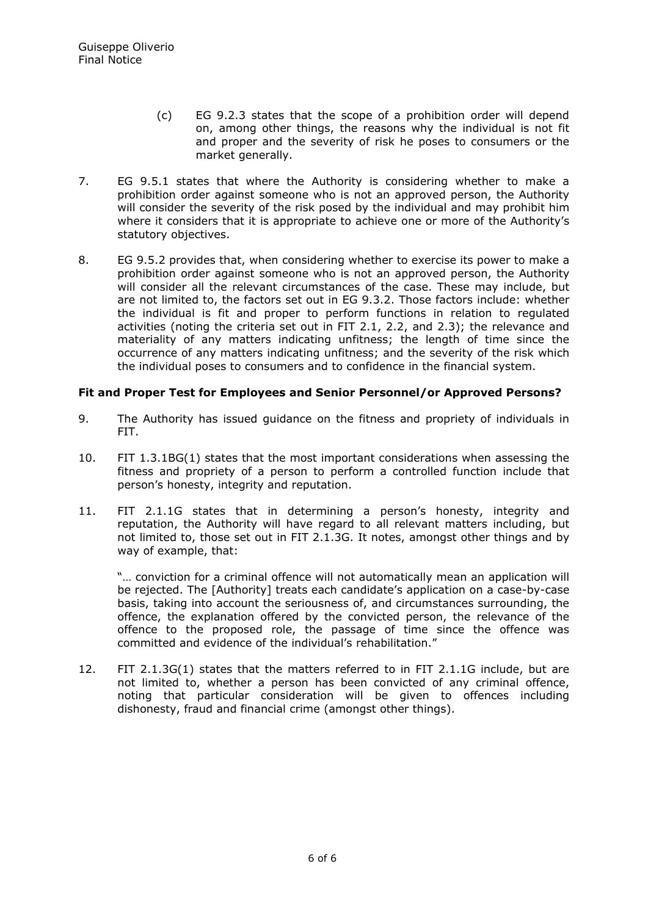(c) EG 9.2.3 states that the scope of a prohibition order will depend on, among other things, the reasons why the individual is not fit and proper and the severity of risk he poses to consumers or the market generally.

7. EG 9.5.1 states that where the Authority is considering whether to make a prohibition order against someone who is not an approved person, the Authority will consider the severity of the risk posed by the individual and may prohibit him where it considers that it is appropriate to achieve one or more of the Authority's statutory objectives.

8. EG 9.5.2 provides that, when considering whether to exercise its power to make a prohibition order against someone who is not an approved person, the Authority will consider all the relevant circumstances of the case. These may include, but are not limited to, the factors set out in EG 9.3.2. Those factors include: whether the individual is fit and proper to perform functions in relation to regulated activities (noting the criteria set out in FIT 2.1, 2.2, and 2.3); the relevance and materiality of any matters indicating unfitness; the length of time since the occurrence of any matters indicating unfitness; and the severity of the risk which the individual poses to consumers and to confidence in the financial system.

**Fit and Proper Test for Employees and Senior Personnel/or Approved Persons?**

9. The Authority has issued guidance on the fitness and propriety of individuals in FIT.

10. FIT 1.3.1BG(1) states that the most important considerations when assessing the fitness and propriety of a person to perform a controlled function include that person's honesty, integrity and reputation.

11. FIT 2.1.1G states that in determining a person's honesty, integrity and reputation, the Authority will have regard to all relevant matters including, but not limited to, those set out in FIT 2.1.3G. It notes, amongst other things and by way of example, that:

   "… conviction for a criminal offence will not automatically mean an application will be rejected. The [Authority] treats each candidate's application on a case-by-case basis, taking into account the seriousness of, and circumstances surrounding, the offence, the explanation offered by the convicted person, the relevance of the offence to the proposed role, the passage of time since the offence was committed and evidence of the individual's rehabilitation."

12. FIT 2.1.3G(1) states that the matters referred to in FIT 2.1.1G include, but are not limited to, whether a person has been convicted of any criminal offence, noting that particular consideration will be given to offences including dishonesty, fraud and financial crime (amongst other things).